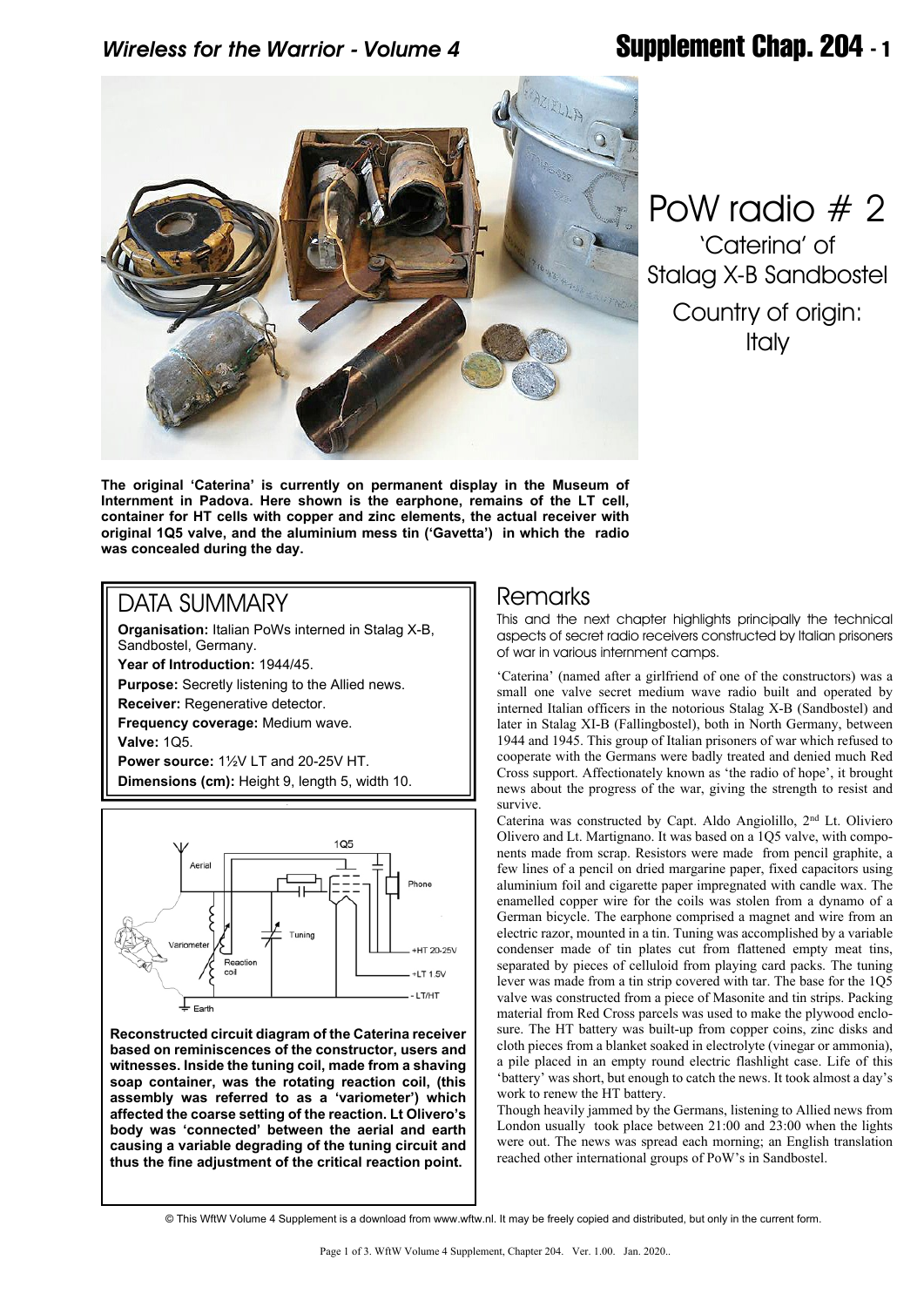# PoW radio # 2

'Caterina' of Stalag X-B Sandbostel

Country of origin: Italy

**The original 'Caterina' is currently on permanent display in the Museum of Internment in Padova. Here shown is the earphone, remains of the LT cell, container for HT cells with copper and zinc elements, the actual receiver with original 1Q5 valve, and the aluminium mess tin ('Gavetta') in which the radio was concealed during the day.**

## DATA SUMMARY

**Organisation:** Italian PoWs interned in Stalag X-B, Sandbostel, Germany.
**Year of Introduction:** 1944/45.
**Purpose:** Secretly listening to the Allied news.
**Receiver:** Regenerative detector.
**Frequency coverage:** Medium wave.
**Valve:** 1Q5.
**Power source:** 1½V LT and 20-25V HT.
**Dimensions (cm):** Height 9, length 5, width 10.

**Reconstructed circuit diagram of the Caterina receiver based on reminiscences of the constructor, users and witnesses. Inside the tuning coil, made from a shaving soap container, was the rotating reaction coil, (this assembly was referred to as a 'variometer') which affected the coarse setting of the reaction. Lt Olivero's body was 'connected' between the aerial and earth causing a variable degrading of the tuning circuit and thus the fine adjustment of the critical reaction point.**

## Remarks

This and the next chapter highlights principally the technical aspects of secret radio receivers constructed by Italian prisoners of war in various internment camps.

'Caterina' (named after a girlfriend of one of the constructors) was a small one valve secret medium wave radio built and operated by interned Italian officers in the notorious Stalag X-B (Sandbostel) and later in Stalag XI-B (Fallingbostel), both in North Germany, between 1944 and 1945. This group of Italian prisoners of war which refused to cooperate with the Germans were badly treated and denied much Red Cross support. Affectionately known as 'the radio of hope', it brought news about the progress of the war, giving the strength to resist and survive.

Caterina was constructed by Capt. Aldo Angiolillo, 2nd Lt. Oliviero Olivero and Lt. Martignano. It was based on a 1Q5 valve, with components made from scrap. Resistors were made from pencil graphite, a few lines of a pencil on dried margarine paper, fixed capacitors using aluminium foil and cigarette paper impregnated with candle wax. The enamelled copper wire for the coils was stolen from a dynamo of a German bicycle. The earphone comprised a magnet and wire from an electric razor, mounted in a tin. Tuning was accomplished by a variable condenser made of tin plates cut from flattened empty meat tins, separated by pieces of celluloid from playing card packs. The tuning lever was made from a tin strip covered with tar. The base for the 1Q5 valve was constructed from a piece of Masonite and tin strips. Packing material from Red Cross parcels was used to make the plywood enclosure. The HT battery was built-up from copper coins, zinc disks and cloth pieces from a blanket soaked in electrolyte (vinegar or ammonia), a pile placed in an empty round electric flashlight case. Life of this 'battery' was short, but enough to catch the news. It took almost a day's work to renew the HT battery.

Though heavily jammed by the Germans, listening to Allied news from London usually took place between 21:00 and 23:00 when the lights were out. The news was spread each morning; an English translation reached other international groups of PoW's in Sandbostel.

© This WftW Volume 4 Supplement is a download from www.wftw.nl. It may be freely copied and distributed, but only in the current form.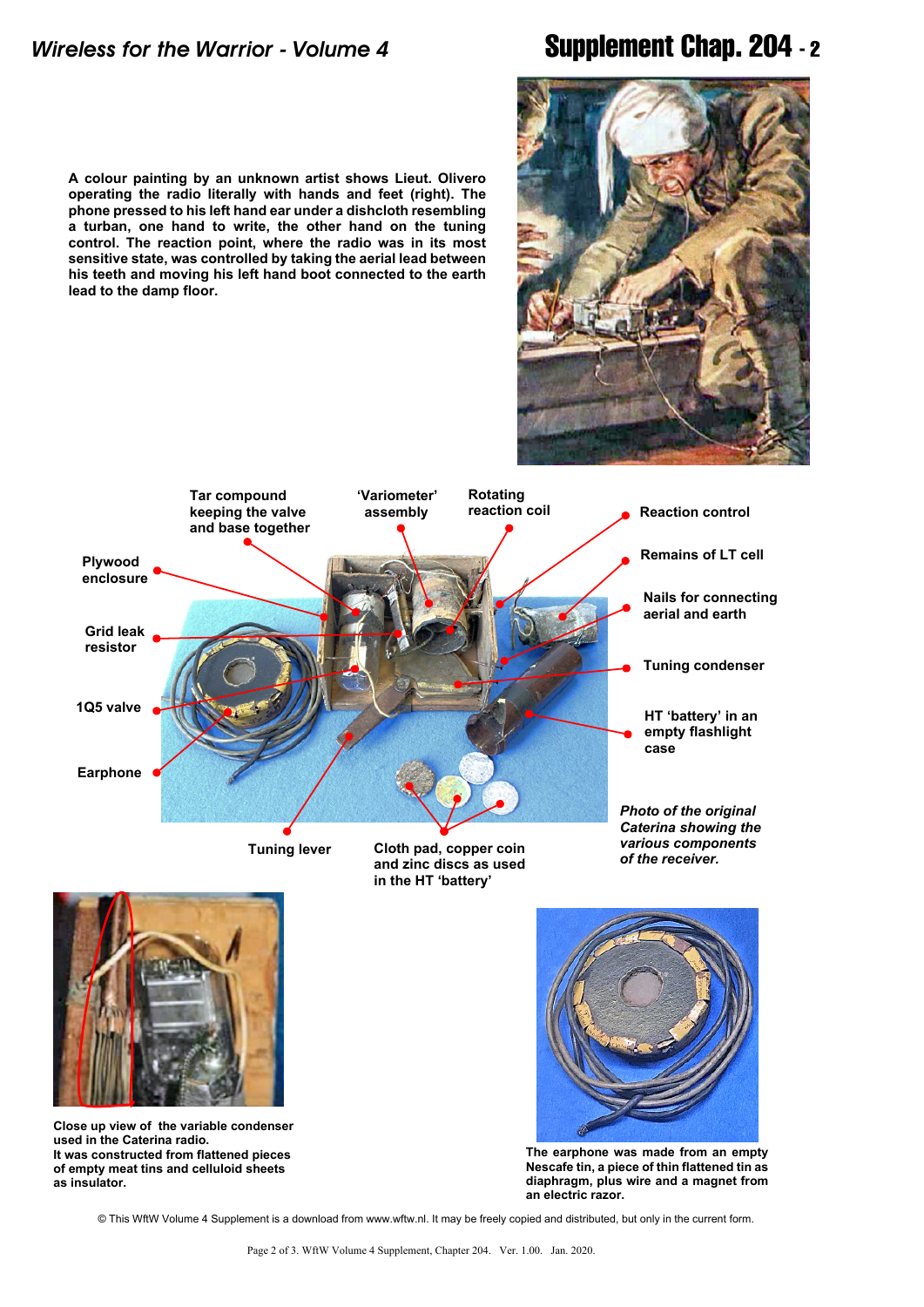A colour painting by an unknown artist shows Lieut. Olivero operating the radio literally with hands and feet (right). The phone pressed to his left hand ear under a dishcloth resembling a turban, one hand to write, the other hand on the tuning control. The reaction point, where the radio was in its most sensitive state, was controlled by taking the aerial lead between his teeth and moving his left hand boot connected to the earth lead to the damp floor.

Tar compound keeping the valve and base together

'Variometer' assembly

Rotating reaction coil

Reaction control

Remains of LT cell

Plywood enclosure

Nails for connecting aerial and earth

Grid leak resistor

Tuning condenser

1Q5 valve

HT 'battery' in an empty flashlight case

Earphone

Tuning lever

Cloth pad, copper coin and zinc discs as used in the HT 'battery'

*Photo of the original Caterina showing the various components of the receiver.*

Close up view of the variable condenser used in the Caterina radio.
It was constructed from flattened pieces of empty meat tins and celluloid sheets as insulator.

The earphone was made from an empty Nescafe tin, a piece of thin flattened tin as diaphragm, plus wire and a magnet from an electric razor.

© This WftW Volume 4 Supplement is a download from www.wftw.nl. It may be freely copied and distributed, but only in the current form.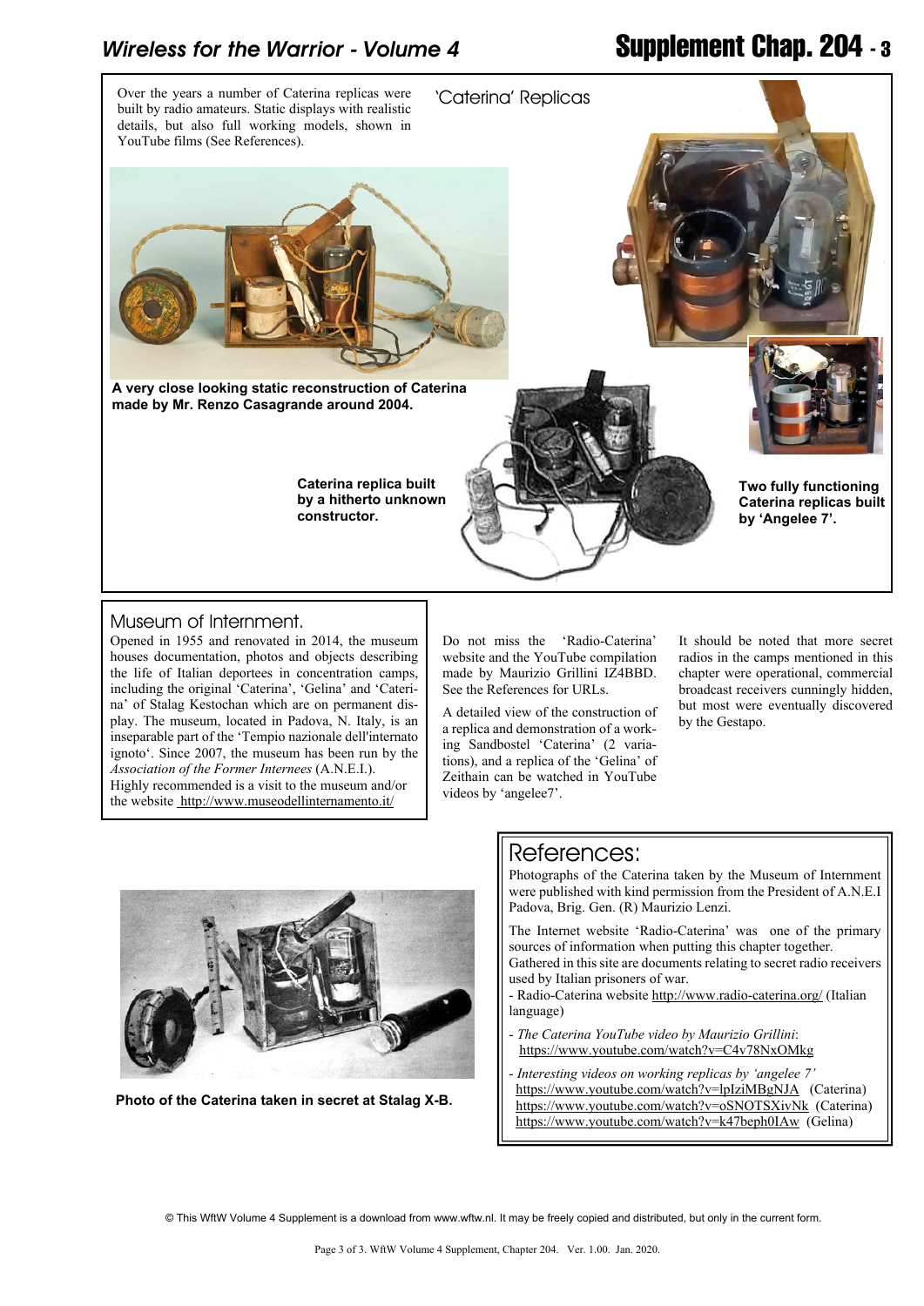## 'Caterina' Replicas

Over the years a number of Caterina replicas were built by radio amateurs. Static displays with realistic details, but also full working models, shown in YouTube films (See References).

**A very close looking static reconstruction of Caterina made by Mr. Renzo Casagrande around 2004.**

**Caterina replica built by a hitherto unknown constructor.**

**Two fully functioning Caterina replicas built by 'Angelee 7'.**

## Museum of Internment.

Opened in 1955 and renovated in 2014, the museum houses documentation, photos and objects describing the life of Italian deportees in concentration camps, including the original 'Caterina', 'Gelina' and 'Caterina' of Stalag Kestochan which are on permanent display. The museum, located in Padova, N. Italy, is an inseparable part of the 'Tempio nazionale dell'internato ignoto'. Since 2007, the museum has been run by the *Association of the Former Internees* (A.N.E.I.).

Highly recommended is a visit to the museum and/or the website http://www.museodellinternamento.it/

Do not miss the 'Radio-Caterina' website and the YouTube compilation made by Maurizio Grillini IZ4BBD. See the References for URLs.

A detailed view of the construction of a replica and demonstration of a working Sandbostel 'Caterina' (2 variations), and a replica of the 'Gelina' of Zeithain can be watched in YouTube videos by 'angelee7'.

It should be noted that more secret radios in the camps mentioned in this chapter were operational, commercial broadcast receivers cunningly hidden, but most were eventually discovered by the Gestapo.

**Photo of the Caterina taken in secret at Stalag X-B.**

## References:

Photographs of the Caterina taken by the Museum of Internment were published with kind permission from the President of A.N.E.I Padova, Brig. Gen. (R) Maurizio Lenzi.

The Internet website 'Radio-Caterina' was one of the primary sources of information when putting this chapter together.

Gathered in this site are documents relating to secret radio receivers used by Italian prisoners of war.

- Radio-Caterina website http://www.radio-caterina.org/ (Italian language)

- *The Caterina YouTube video by Maurizio Grillini*: https://www.youtube.com/watch?v=C4v78NxOMkg

- *Interesting videos on working replicas by 'angelee 7'*
  https://www.youtube.com/watch?v=lpIziMBgNJA (Caterina)
  https://www.youtube.com/watch?v=oSNOTSXivNk (Caterina)
  https://www.youtube.com/watch?v=k47beph0IAw (Gelina)

© This WftW Volume 4 Supplement is a download from www.wftw.nl. It may be freely copied and distributed, but only in the current form.